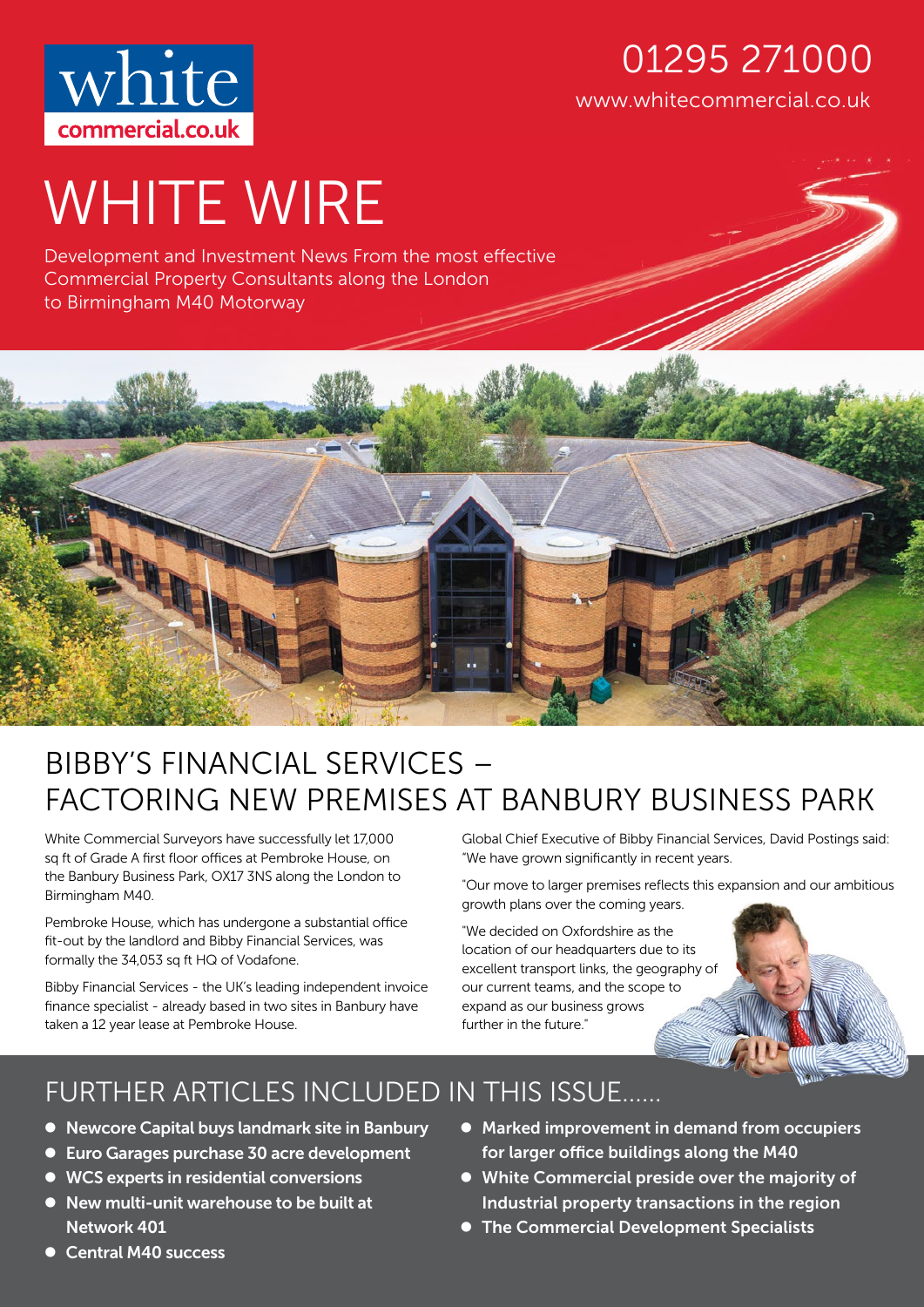white
commercial.co.uk

01295 271000

www.whitecommercial.co.uk

# WHITE WIRE

Development and Investment News From the most effective Commercial Property Consultants along the London to Birmingham M40 Motorway

## BIBBY'S FINANCIAL SERVICES – FACTORING NEW PREMISES AT BANBURY BUSINESS PARK

White Commercial Surveyors have successfully let 17,000 sq ft of Grade A first floor offices at Pembroke House, on the Banbury Business Park, OX17 3NS along the London to Birmingham M40.

Pembroke House, which has undergone a substantial office fit-out by the landlord and Bibby Financial Services, was formally the 34,053 sq ft HQ of Vodafone.

Bibby Financial Services - the UK's leading independent invoice finance specialist - already based in two sites in Banbury have taken a 12 year lease at Pembroke House.

Global Chief Executive of Bibby Financial Services, David Postings said: "We have grown significantly in recent years.

"Our move to larger premises reflects this expansion and our ambitious growth plans over the coming years.

"We decided on Oxfordshire as the location of our headquarters due to its excellent transport links, the geography of our current teams, and the scope to expand as our business grows further in the future."

## FURTHER ARTICLES INCLUDED IN THIS ISSUE......

- **Newcore Capital buys landmark site in Banbury**
- **Euro Garages purchase 30 acre development**
- **WCS experts in residential conversions**
- **New multi-unit warehouse to be built at Network 401**
- **Central M40 success**
- **Marked improvement in demand from occupiers for larger office buildings along the M40**
- **White Commercial preside over the majority of Industrial property transactions in the region**
- **The Commercial Development Specialists**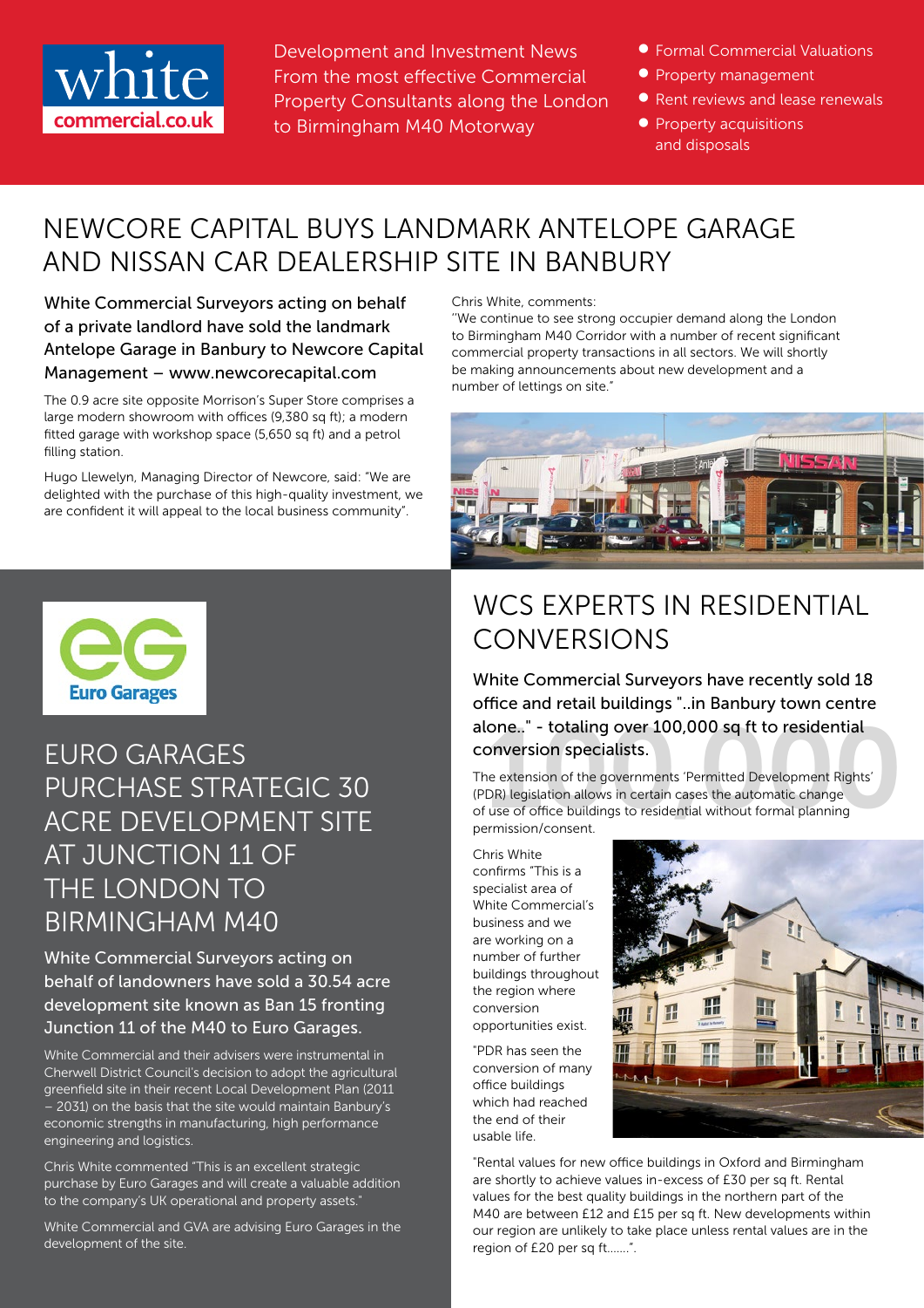white
commercial.co.uk

Development and Investment News From the most effective Commercial Property Consultants along the London to Birmingham M40 Motorway

- Formal Commercial Valuations
- Property management
- Rent reviews and lease renewals
- Property acquisitions and disposals

# NEWCORE CAPITAL BUYS LANDMARK ANTELOPE GARAGE AND NISSAN CAR DEALERSHIP SITE IN BANBURY

White Commercial Surveyors acting on behalf of a private landlord have sold the landmark Antelope Garage in Banbury to Newcore Capital Management – www.newcorecapital.com

The 0.9 acre site opposite Morrison's Super Store comprises a large modern showroom with offices (9,380 sq ft); a modern fitted garage with workshop space (5,650 sq ft) and a petrol filling station.

Hugo Llewelyn, Managing Director of Newcore, said: "We are delighted with the purchase of this high-quality investment, we are confident it will appeal to the local business community".

Chris White, comments:
"We continue to see strong occupier demand along the London to Birmingham M40 Corridor with a number of recent significant commercial property transactions in all sectors. We will shortly be making announcements about new development and a number of lettings on site."

# EURO GARAGES PURCHASE STRATEGIC 30 ACRE DEVELOPMENT SITE AT JUNCTION 11 OF THE LONDON TO BIRMINGHAM M40

White Commercial Surveyors acting on behalf of landowners have sold a 30.54 acre development site known as Ban 15 fronting Junction 11 of the M40 to Euro Garages.

White Commercial and their advisers were instrumental in Cherwell District Council's decision to adopt the agricultural greenfield site in their recent Local Development Plan (2011 – 2031) on the basis that the site would maintain Banbury's economic strengths in manufacturing, high performance engineering and logistics.

Chris White commented "This is an excellent strategic purchase by Euro Garages and will create a valuable addition to the company's UK operational and property assets."

White Commercial and GVA are advising Euro Garages in the development of the site.

# WCS EXPERTS IN RESIDENTIAL CONVERSIONS

White Commercial Surveyors have recently sold 18 office and retail buildings "..in Banbury town centre alone.." - totaling over 100,000 sq ft to residential conversion specialists.

The extension of the governments 'Permitted Development Rights' (PDR) legislation allows in certain cases the automatic change of use of office buildings to residential without formal planning permission/consent.

Chris White confirms "This is a specialist area of White Commercial's business and we are working on a number of further buildings throughout the region where conversion opportunities exist.

"PDR has seen the conversion of many office buildings which had reached the end of their usable life.

"Rental values for new office buildings in Oxford and Birmingham are shortly to achieve values in-excess of £30 per sq ft. Rental values for the best quality buildings in the northern part of the M40 are between £12 and £15 per sq ft. New developments within our region are unlikely to take place unless rental values are in the region of £20 per sq ft.......".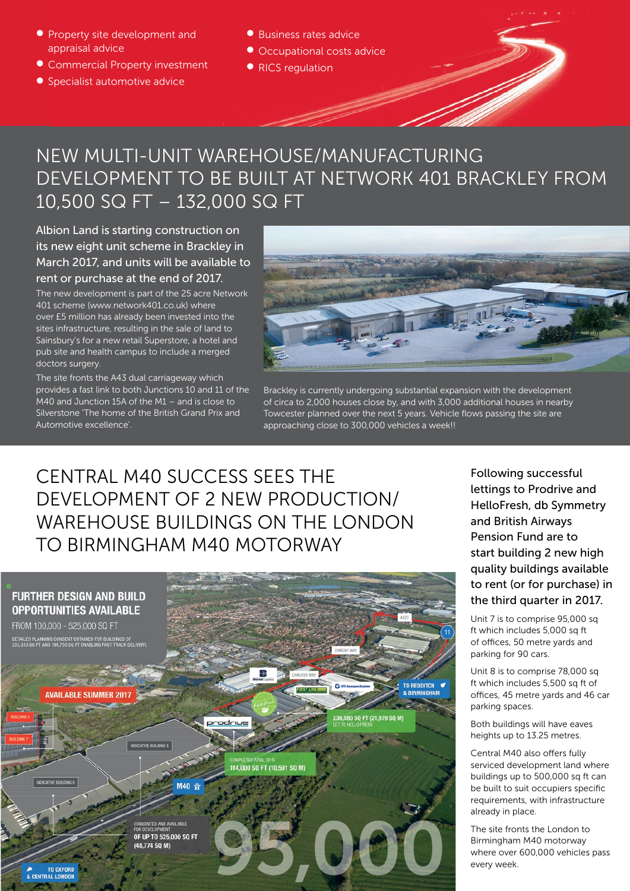- Property site development and appraisal advice
- Commercial Property investment
- Specialist automotive advice
- Business rates advice
- Occupational costs advice
- RICS regulation

# NEW MULTI-UNIT WAREHOUSE/MANUFACTURING DEVELOPMENT TO BE BUILT AT NETWORK 401 BRACKLEY FROM 10,500 SQ FT – 132,000 SQ FT

Albion Land is starting construction on its new eight unit scheme in Brackley in March 2017, and units will be available to rent or purchase at the end of 2017.

The new development is part of the 25 acre Network 401 scheme (www.network401.co.uk) where over £5 million has already been invested into the sites infrastructure, resulting in the sale of land to Sainsbury's for a new retail Superstore, a hotel and pub site and health campus to include a merged doctors surgery.

The site fronts the A43 dual carriageway which provides a fast link to both Junctions 10 and 11 of the M40 and Junction 15A of the M1 – and is close to Silverstone 'The home of the British Grand Prix and Automotive excellence'.

Brackley is currently undergoing substantial expansion with the development of circa to 2,000 houses close by, and with 3,000 additional houses in nearby Towcester planned over the next 5 years. Vehicle flows passing the site are approaching close to 300,000 vehicles a week!!

# CENTRAL M40 SUCCESS SEES THE DEVELOPMENT OF 2 NEW PRODUCTION/ WAREHOUSE BUILDINGS ON THE LONDON TO BIRMINGHAM M40 MOTORWAY

Following successful lettings to Prodrive and HelloFresh, db Symmetry and British Airways Pension Fund are to start building 2 new high quality buildings available to rent (or for purchase) in the third quarter in 2017.

Unit 7 is to comprise 95,000 sq ft which includes 5,000 sq ft of offices, 50 metre yards and parking for 90 cars.

Unit 8 is to comprise 78,000 sq ft which includes 5,500 sq ft of offices, 45 metre yards and 46 car parking spaces.

Both buildings will have eaves heights up to 13.25 metres.

Central M40 also offers fully serviced development land where buildings up to 500,000 sq ft can be built to suit occupiers specific requirements, with infrastructure already in place.

The site fronts the London to Birmingham M40 motorway where over 600,000 vehicles pass every week.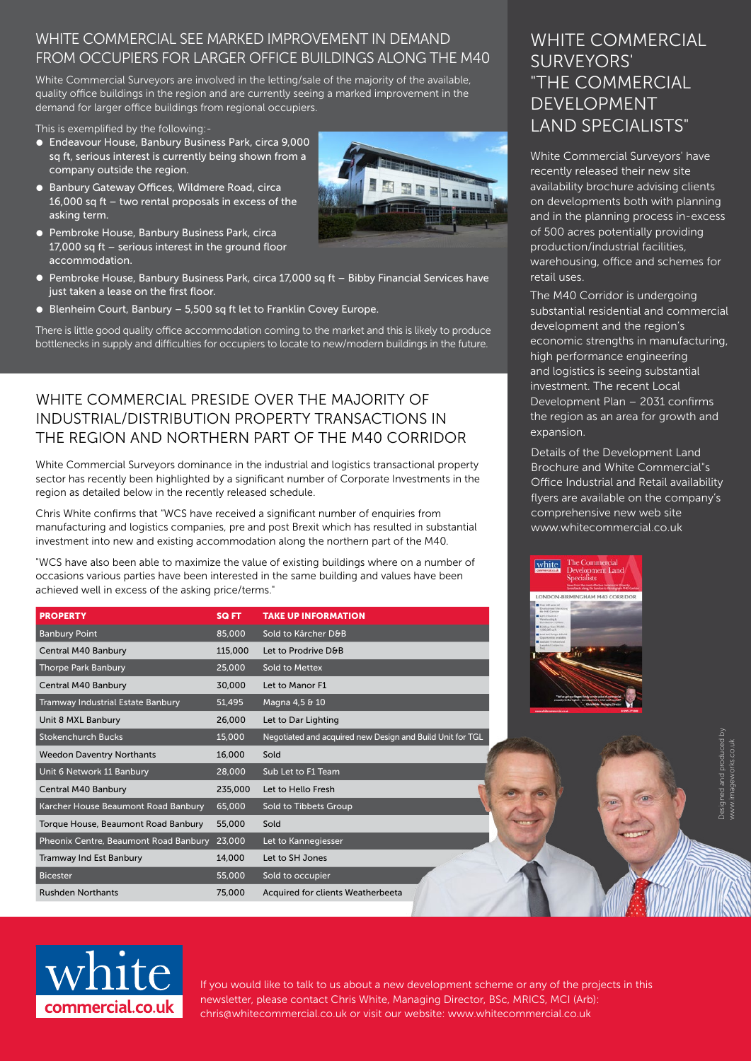## WHITE COMMERCIAL SEE MARKED IMPROVEMENT IN DEMAND FROM OCCUPIERS FOR LARGER OFFICE BUILDINGS ALONG THE M40

White Commercial Surveyors are involved in the letting/sale of the majority of the available, quality office buildings in the region and are currently seeing a marked improvement in the demand for larger office buildings from regional occupiers.

This is exemplified by the following:-

- Endeavour House, Banbury Business Park, circa 9,000 sq ft, serious interest is currently being shown from a company outside the region.
- Banbury Gateway Offices, Wildmere Road, circa 16,000 sq ft – two rental proposals in excess of the asking term.
- Pembroke House, Banbury Business Park, circa 17,000 sq ft – serious interest in the ground floor accommodation.
- Pembroke House, Banbury Business Park, circa 17,000 sq ft – Bibby Financial Services have just taken a lease on the first floor.
- Blenheim Court, Banbury – 5,500 sq ft let to Franklin Covey Europe.

There is little good quality office accommodation coming to the market and this is likely to produce bottlenecks in supply and difficulties for occupiers to locate to new/modern buildings in the future.

## WHITE COMMERCIAL PRESIDE OVER THE MAJORITY OF INDUSTRIAL/DISTRIBUTION PROPERTY TRANSACTIONS IN THE REGION AND NORTHERN PART OF THE M40 CORRIDOR

White Commercial Surveyors dominance in the industrial and logistics transactional property sector has recently been highlighted by a significant number of Corporate Investments in the region as detailed below in the recently released schedule.

Chris White confirms that "WCS have received a significant number of enquiries from manufacturing and logistics companies, pre and post Brexit which has resulted in substantial investment into new and existing accommodation along the northern part of the M40.

"WCS have also been able to maximize the value of existing buildings where on a number of occasions various parties have been interested in the same building and values have been achieved well in excess of the asking price/terms."

| PROPERTY | SQ FT | TAKE UP INFORMATION |
|---|---|---|
| Banbury Point | 85,000 | Sold to Kärcher D&B |
| Central M40 Banbury | 115,000 | Let to Prodrive D&B |
| Thorpe Park Banbury | 25,000 | Sold to Mettex |
| Central M40 Banbury | 30,000 | Let to Manor F1 |
| Tramway Industrial Estate Banbury | 51,495 | Magna 4,5 & 10 |
| Unit 8 MXL Banbury | 26,000 | Let to Dar Lighting |
| Stokenchurch Bucks | 15,000 | Negotiated and acquired new Design and Build Unit for TGL |
| Weedon Daventry Northants | 16,000 | Sold |
| Unit 6 Network 11 Banbury | 28,000 | Sub Let to F1 Team |
| Central M40 Banbury | 235,000 | Let to Hello Fresh |
| Karcher House Beaumont Road Banbury | 65,000 | Sold to Tibbets Group |
| Torque House, Beaumont Road Banbury | 55,000 | Sold |
| Pheonix Centre, Beaumont Road Banbury | 23,000 | Let to Kannegiesser |
| Tramway Ind Est Banbury | 14,000 | Let to SH Jones |
| Bicester | 55,000 | Sold to occupier |
| Rushden Northants | 75,000 | Acquired for clients Weatherbeeta |

## WHITE COMMERCIAL SURVEYORS' "THE COMMERCIAL DEVELOPMENT LAND SPECIALISTS"

White Commercial Surveyors' have recently released their new site availability brochure advising clients on developments both with planning and in the planning process in-excess of 500 acres potentially providing production/industrial facilities, warehousing, office and schemes for retail uses.

The M40 Corridor is undergoing substantial residential and commercial development and the region's economic strengths in manufacturing, high performance engineering and logistics is seeing substantial investment. The recent Local Development Plan – 2031 confirms the region as an area for growth and expansion.

Details of the Development Land Brochure and White Commercial"s Office Industrial and Retail availability flyers are available on the company's comprehensive new web site www.whitecommercial.co.uk

white commercial.co.uk

If you would like to talk to us about a new development scheme or any of the projects in this newsletter, please contact Chris White, Managing Director, BSc, MRICS, MCI (Arb): chris@whitecommercial.co.uk or visit our website: www.whitecommercial.co.uk

Designed and produced by www.imageworks.co.uk